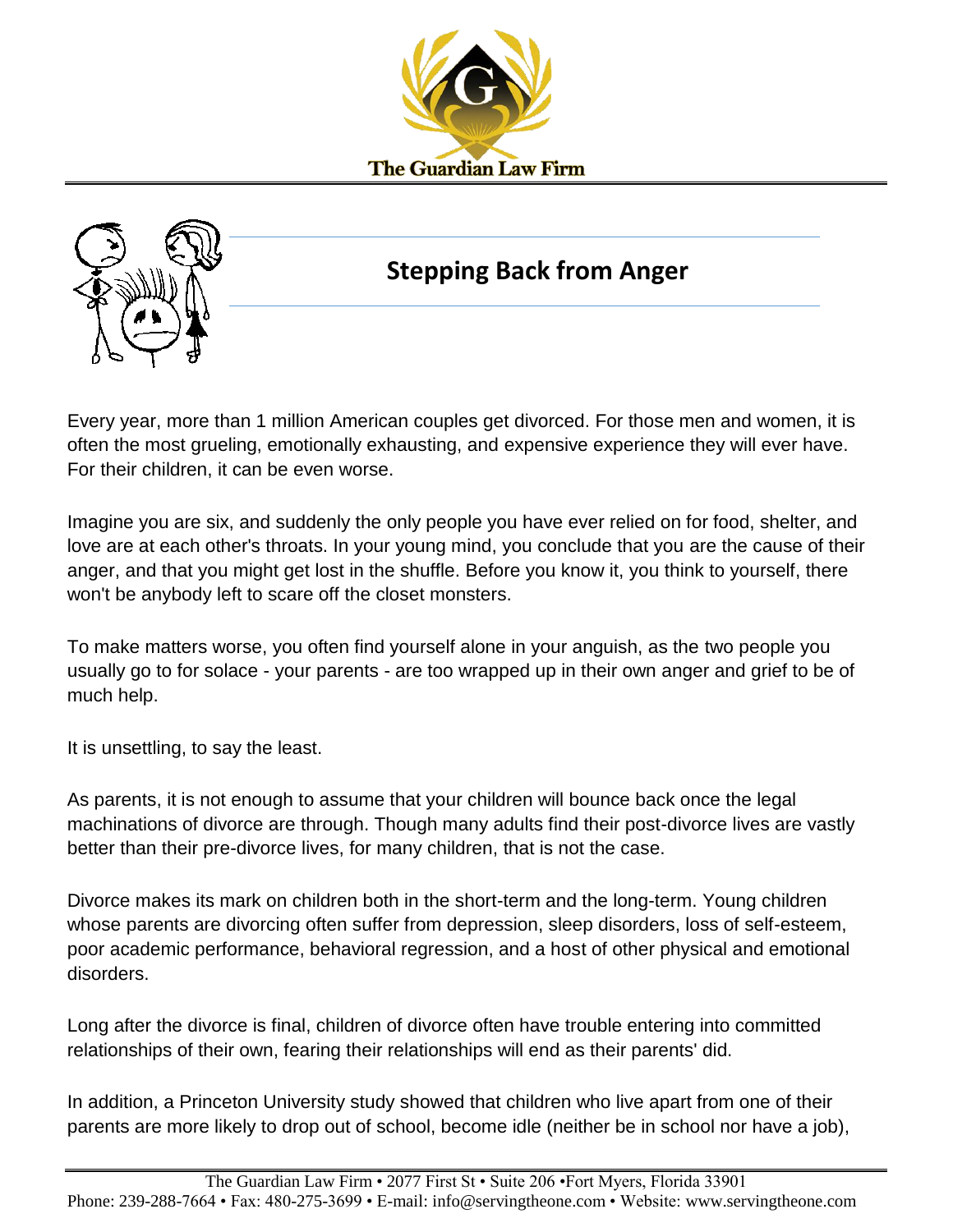# Stepping Back from Anger

Every year, more than 1 million American couples get divorced. For those men and women, it is often the most grueling, emotionally exhausting, and expensive experience they will ever have. For their children, it can be even worse.

Imagine you are six, and suddenly the only people you have ever relied on for food, shelter, and love are at each other's throats. In your young mind, you conclude that you are the cause of their anger, and that you might get lost in the shuffle. Before you know it, you think to yourself, there won't be anybody left to scare off the closet monsters.

To make matters worse, you often find yourself alone in your anguish, as the two people you usually go to for solace - your parents - are too wrapped up in their own anger and grief to be of much help.

It is unsettling, to say the least.

As parents, it is not enough to assume that your children will bounce back once the legal machinations of divorce are through. Though many adults find their post-divorce lives are vastly better than their pre-divorce lives, for many children, that is not the case.

Divorce makes its mark on children both in the short-term and the long-term. Young children whose parents are divorcing often suffer from depression, sleep disorders, loss of self-esteem, poor academic performance, behavioral regression, and a host of other physical and emotional disorders.

Long after the divorce is final, children of divorce often have trouble entering into committed relationships of their own, fearing their relationships will end as their parents' did.

In addition, a Princeton University study showed that children who live apart from one of their parents are more likely to drop out of school, become idle (neither be in school nor have a job),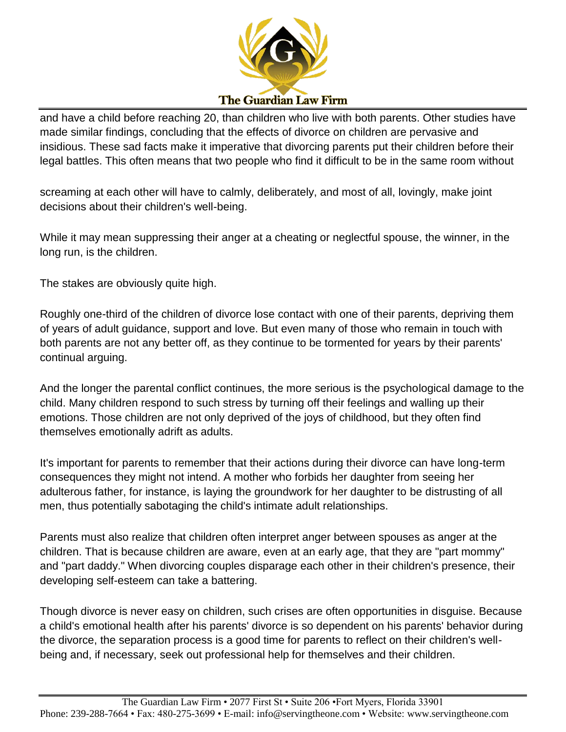and have a child before reaching 20, than children who live with both parents. Other studies have made similar findings, concluding that the effects of divorce on children are pervasive and insidious. These sad facts make it imperative that divorcing parents put their children before their legal battles. This often means that two people who find it difficult to be in the same room without screaming at each other will have to calmly, deliberately, and most of all, lovingly, make joint decisions about their children's well-being.

While it may mean suppressing their anger at a cheating or neglectful spouse, the winner, in the long run, is the children.

The stakes are obviously quite high.

Roughly one-third of the children of divorce lose contact with one of their parents, depriving them of years of adult guidance, support and love. But even many of those who remain in touch with both parents are not any better off, as they continue to be tormented for years by their parents' continual arguing.

And the longer the parental conflict continues, the more serious is the psychological damage to the child. Many children respond to such stress by turning off their feelings and walling up their emotions. Those children are not only deprived of the joys of childhood, but they often find themselves emotionally adrift as adults.

It's important for parents to remember that their actions during their divorce can have long-term consequences they might not intend. A mother who forbids her daughter from seeing her adulterous father, for instance, is laying the groundwork for her daughter to be distrusting of all men, thus potentially sabotaging the child's intimate adult relationships.

Parents must also realize that children often interpret anger between spouses as anger at the children. That is because children are aware, even at an early age, that they are "part mommy" and "part daddy." When divorcing couples disparage each other in their children's presence, their developing self-esteem can take a battering.

Though divorce is never easy on children, such crises are often opportunities in disguise. Because a child's emotional health after his parents' divorce is so dependent on his parents' behavior during the divorce, the separation process is a good time for parents to reflect on their children's well-being and, if necessary, seek out professional help for themselves and their children.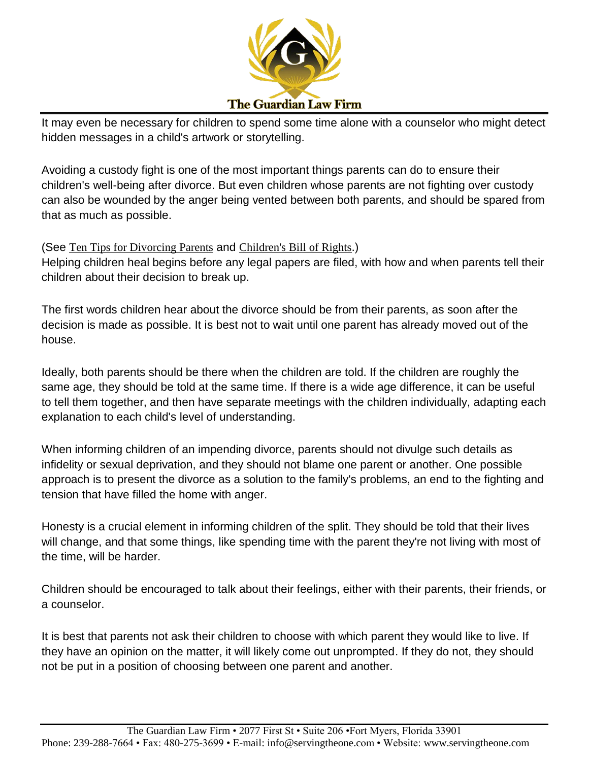It may even be necessary for children to spend some time alone with a counselor who might detect hidden messages in a child's artwork or storytelling.

Avoiding a custody fight is one of the most important things parents can do to ensure their children's well-being after divorce. But even children whose parents are not fighting over custody can also be wounded by the anger being vented between both parents, and should be spared from that as much as possible.

(See Ten Tips for Divorcing Parents and Children's Bill of Rights.)
Helping children heal begins before any legal papers are filed, with how and when parents tell their children about their decision to break up.

The first words children hear about the divorce should be from their parents, as soon after the decision is made as possible. It is best not to wait until one parent has already moved out of the house.

Ideally, both parents should be there when the children are told. If the children are roughly the same age, they should be told at the same time. If there is a wide age difference, it can be useful to tell them together, and then have separate meetings with the children individually, adapting each explanation to each child's level of understanding.

When informing children of an impending divorce, parents should not divulge such details as infidelity or sexual deprivation, and they should not blame one parent or another. One possible approach is to present the divorce as a solution to the family's problems, an end to the fighting and tension that have filled the home with anger.

Honesty is a crucial element in informing children of the split. They should be told that their lives will change, and that some things, like spending time with the parent they're not living with most of the time, will be harder.

Children should be encouraged to talk about their feelings, either with their parents, their friends, or a counselor.

It is best that parents not ask their children to choose with which parent they would like to live. If they have an opinion on the matter, it will likely come out unprompted. If they do not, they should not be put in a position of choosing between one parent and another.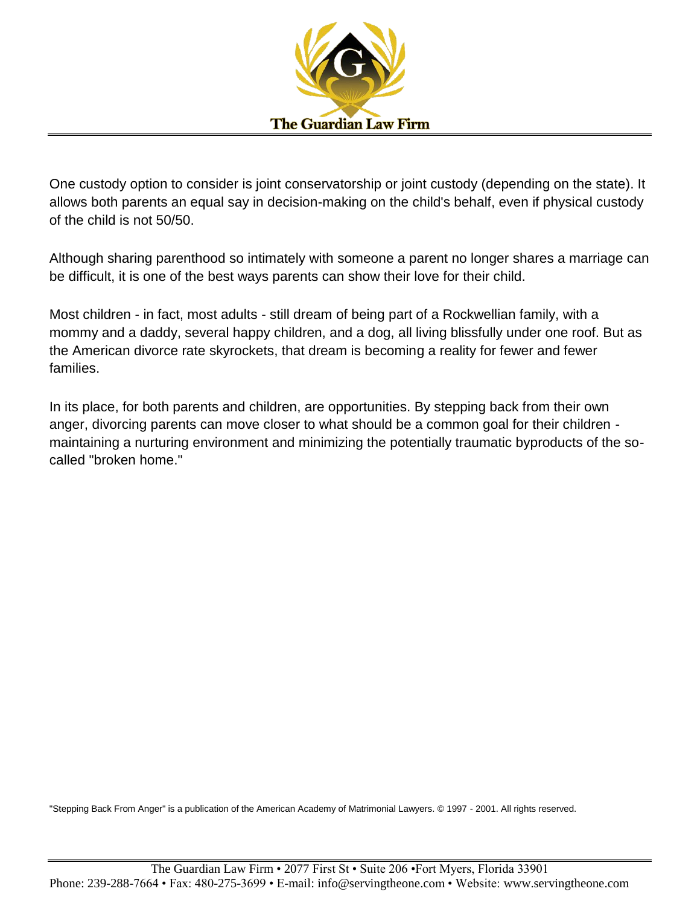One custody option to consider is joint conservatorship or joint custody (depending on the state). It allows both parents an equal say in decision-making on the child's behalf, even if physical custody of the child is not 50/50.

Although sharing parenthood so intimately with someone a parent no longer shares a marriage can be difficult, it is one of the best ways parents can show their love for their child.

Most children - in fact, most adults - still dream of being part of a Rockwellian family, with a mommy and a daddy, several happy children, and a dog, all living blissfully under one roof. But as the American divorce rate skyrockets, that dream is becoming a reality for fewer and fewer families.

In its place, for both parents and children, are opportunities. By stepping back from their own anger, divorcing parents can move closer to what should be a common goal for their children - maintaining a nurturing environment and minimizing the potentially traumatic byproducts of the so-called "broken home."

"Stepping Back From Anger" is a publication of the American Academy of Matrimonial Lawyers. © 1997 - 2001. All rights reserved.